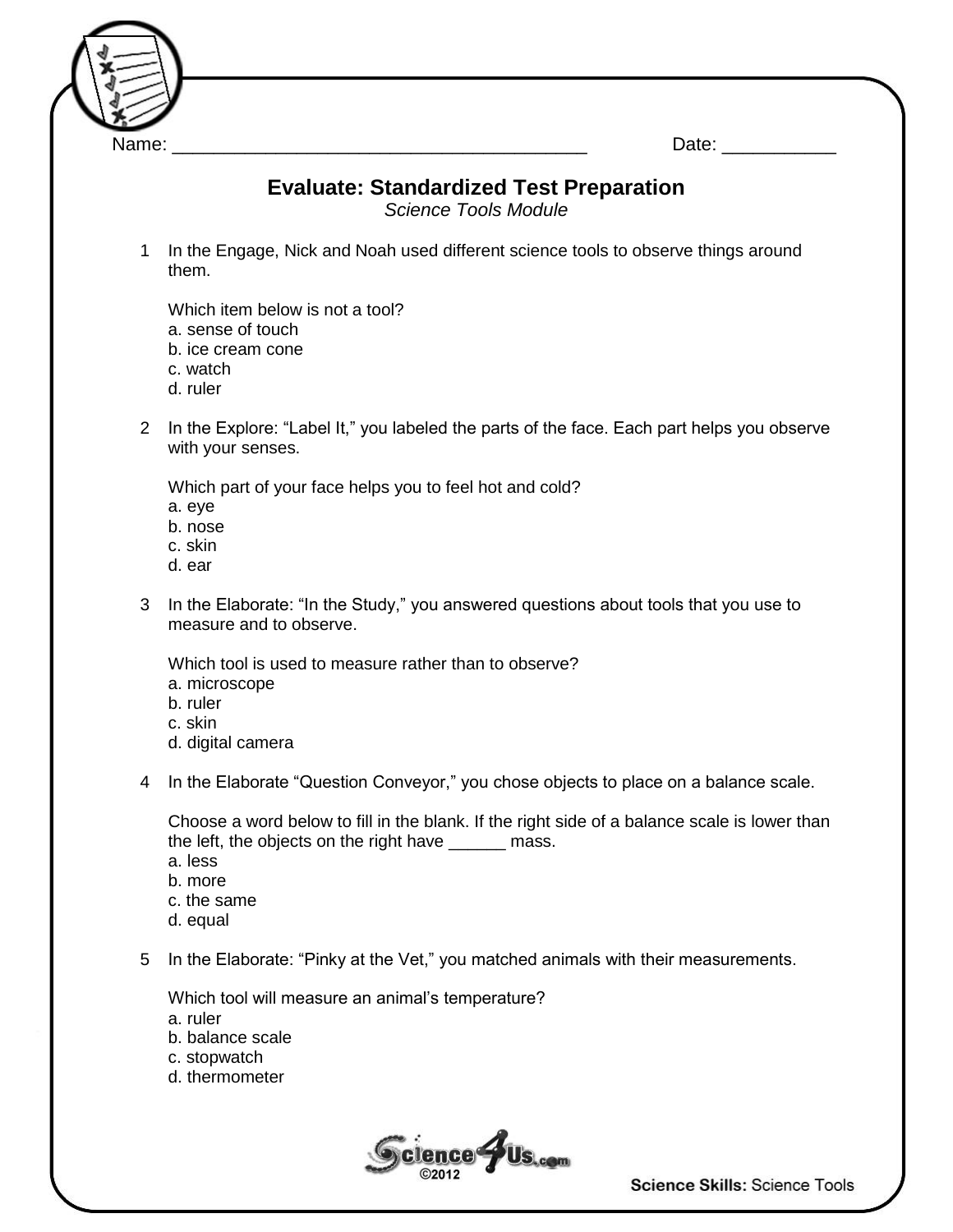Name: ________________________________________ Date: ___________

# Evaluate: Standardized Test Preparation

*Science Tools Module*

1 In the Engage, Nick and Noah used different science tools to observe things around them.

Which item below is not a tool?
a. sense of touch
b. ice cream cone
c. watch
d. ruler

2 In the Explore: "Label It," you labeled the parts of the face. Each part helps you observe with your senses.

Which part of your face helps you to feel hot and cold?
a. eye
b. nose
c. skin
d. ear

3 In the Elaborate: "In the Study," you answered questions about tools that you use to measure and to observe.

Which tool is used to measure rather than to observe?
a. microscope
b. ruler
c. skin
d. digital camera

4 In the Elaborate "Question Conveyor," you chose objects to place on a balance scale.

Choose a word below to fill in the blank. If the right side of a balance scale is lower than the left, the objects on the right have ______ mass.
a. less
b. more
c. the same
d. equal

5 In the Elaborate: "Pinky at the Vet," you matched animals with their measurements.

Which tool will measure an animal's temperature?
a. ruler
b. balance scale
c. stopwatch
d. thermometer

Science4Us.com ©2012

**Science Skills:** Science Tools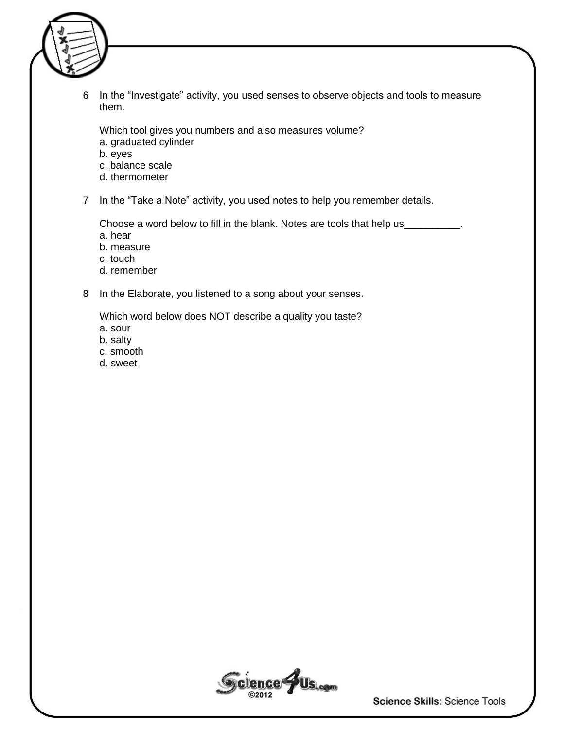6 In the “Investigate” activity, you used senses to observe objects and tools to measure them.

Which tool gives you numbers and also measures volume?

a. graduated cylinder
b. eyes
c. balance scale
d. thermometer

7 In the “Take a Note” activity, you used notes to help you remember details.

Choose a word below to fill in the blank. Notes are tools that help us__________.

a. hear
b. measure
c. touch
d. remember

8 In the Elaborate, you listened to a song about your senses.

Which word below does NOT describe a quality you taste?

a. sour
b. salty
c. smooth
d. sweet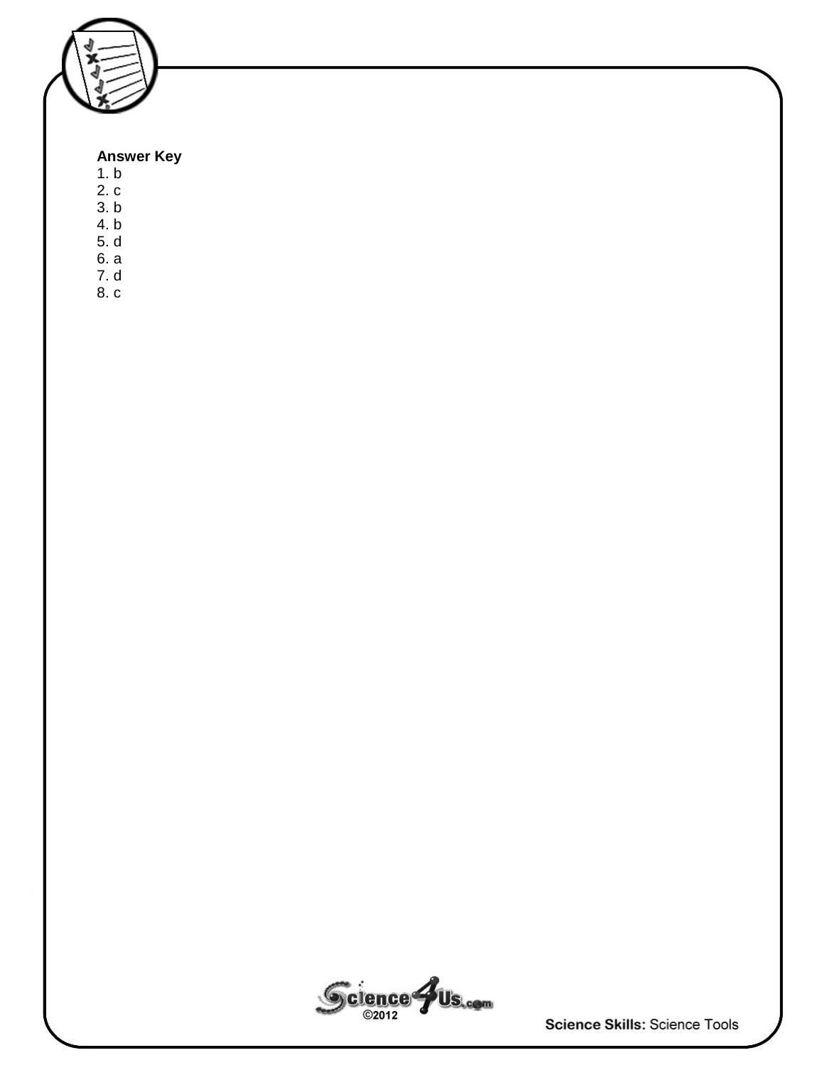**Answer Key**

1. b
2. c
3. b
4. b
5. d
6. a
7. d
8. c